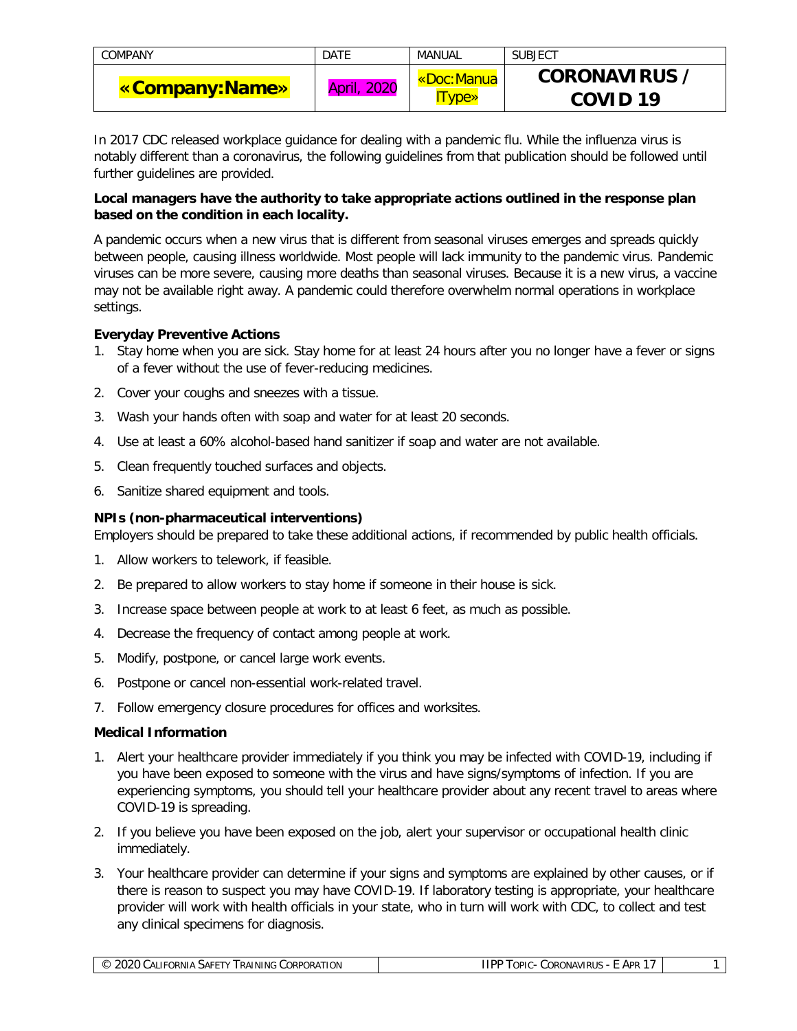| COMPANY | DATE | MANUAL | SUBJECT |
| --- | --- | --- | --- |
| **«Company:Name»** | April, 2020 | «Doc:ManualType» | **CORONAVIRUS / COVID 19** |

In 2017 CDC released workplace guidance for dealing with a pandemic flu. While the influenza virus is notably different than a coronavirus, the following guidelines from that publication should be followed until further guidelines are provided.

**Local managers have the authority to take appropriate actions outlined in the response plan based on the condition in each locality.**

A pandemic occurs when a new virus that is different from seasonal viruses emerges and spreads quickly between people, causing illness worldwide. Most people will lack immunity to the pandemic virus. Pandemic viruses can be more severe, causing more deaths than seasonal viruses. Because it is a new virus, a vaccine may not be available right away. A pandemic could therefore overwhelm normal operations in workplace settings.

**Everyday Preventive Actions**

1. Stay home when you are sick. Stay home for at least 24 hours after you no longer have a fever or signs of a fever without the use of fever-reducing medicines.
2. Cover your coughs and sneezes with a tissue.
3. Wash your hands often with soap and water for at least 20 seconds.
4. Use at least a 60% alcohol-based hand sanitizer if soap and water are not available.
5. Clean frequently touched surfaces and objects.
6. Sanitize shared equipment and tools.

**NPIs (non-pharmaceutical interventions)**

Employers should be prepared to take these additional actions, if recommended by public health officials.

1. Allow workers to telework, if feasible.
2. Be prepared to allow workers to stay home if someone in their house is sick.
3. Increase space between people at work to at least 6 feet, as much as possible.
4. Decrease the frequency of contact among people at work.
5. Modify, postpone, or cancel large work events.
6. Postpone or cancel non-essential work-related travel.
7. Follow emergency closure procedures for offices and worksites.

**Medical Information**

1. Alert your healthcare provider immediately if you think you may be infected with COVID-19, including if you have been exposed to someone with the virus and have signs/symptoms of infection. If you are experiencing symptoms, you should tell your healthcare provider about any recent travel to areas where COVID-19 is spreading.
2. If you believe you have been exposed on the job, alert your supervisor or occupational health clinic immediately.
3. Your healthcare provider can determine if your signs and symptoms are explained by other causes, or if there is reason to suspect you may have COVID-19. If laboratory testing is appropriate, your healthcare provider will work with health officials in your state, who in turn will work with CDC, to collect and test any clinical specimens for diagnosis.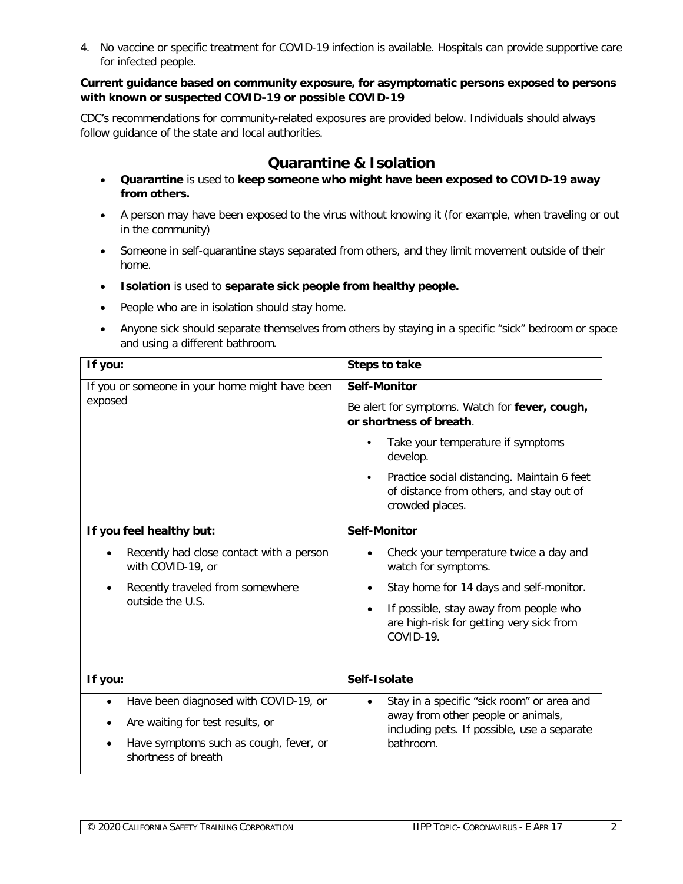4. No vaccine or specific treatment for COVID-19 infection is available. Hospitals can provide supportive care for infected people.

**Current guidance based on community exposure, for asymptomatic persons exposed to persons with known or suspected COVID-19 or possible COVID-19**

CDC's recommendations for community-related exposures are provided below. Individuals should always follow guidance of the state and local authorities.

## Quarantine & Isolation

- **Quarantine** is used to **keep someone who might have been exposed to COVID-19 away from others.**
- A person may have been exposed to the virus without knowing it (for example, when traveling or out in the community)
- Someone in self-quarantine stays separated from others, and they limit movement outside of their home.
- **Isolation** is used to **separate sick people from healthy people.**
- People who are in isolation should stay home.
- Anyone sick should separate themselves from others by staying in a specific "sick" bedroom or space and using a different bathroom.

| **If you:** | **Steps to take** |
|---|---|
| If you or someone in your home might have been exposed | **Self-Monitor**<br>Be alert for symptoms. Watch for **fever, cough, or shortness of breath**.<br>• Take your temperature if symptoms develop.<br>• Practice social distancing. Maintain 6 feet of distance from others, and stay out of crowded places. |
| **If you feel healthy but:** | **Self-Monitor** |
| • Recently had close contact with a person with COVID-19, or<br>• Recently traveled from somewhere outside the U.S. | • Check your temperature twice a day and watch for symptoms.<br>• Stay home for 14 days and self-monitor.<br>• If possible, stay away from people who are high-risk for getting very sick from COVID-19. |
| **If you:** | **Self-Isolate** |
| • Have been diagnosed with COVID-19, or<br>• Are waiting for test results, or<br>• Have symptoms such as cough, fever, or shortness of breath | • Stay in a specific "sick room" or area and away from other people or animals, including pets. If possible, use a separate bathroom. |